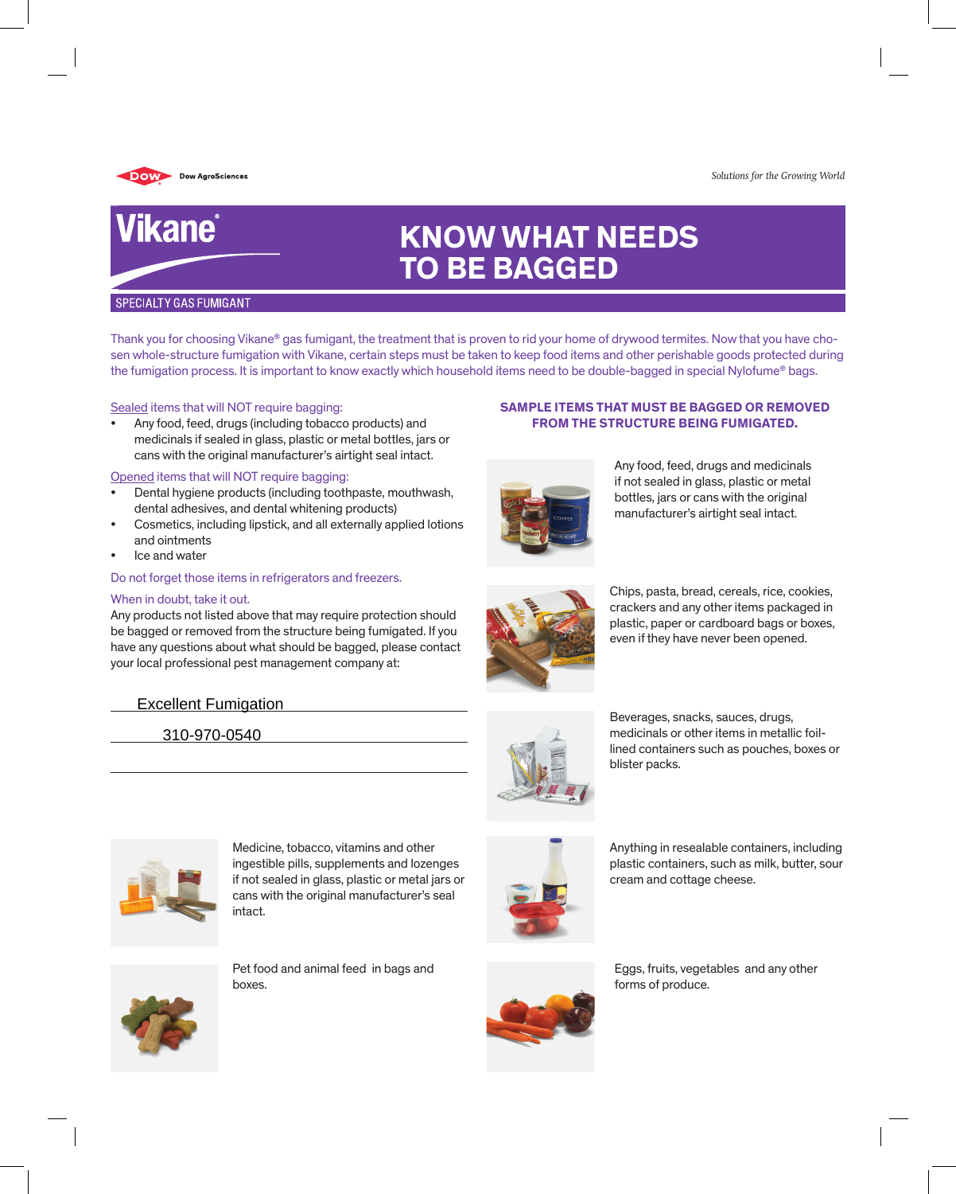Dow AgroSciences

*Solutions for the Growing World*

# Vikane®

SPECIALTY GAS FUMIGANT

# KNOW WHAT NEEDS TO BE BAGGED

Thank you for choosing Vikane® gas fumigant, the treatment that is proven to rid your home of drywood termites. Now that you have chosen whole-structure fumigation with Vikane, certain steps must be taken to keep food items and other perishable goods protected during the fumigation process. It is important to know exactly which household items need to be double-bagged in special Nylofume® bags.

Sealed items that will NOT require bagging:

- Any food, feed, drugs (including tobacco products) and medicinals if sealed in glass, plastic or metal bottles, jars or cans with the original manufacturer's airtight seal intact.

Opened items that will NOT require bagging:

- Dental hygiene products (including toothpaste, mouthwash, dental adhesives, and dental whitening products)
- Cosmetics, including lipstick, and all externally applied lotions and ointments
- Ice and water

Do not forget those items in refrigerators and freezers.

When in doubt, take it out.

Any products not listed above that may require protection should be bagged or removed from the structure being fumigated. If you have any questions about what should be bagged, please contact your local professional pest management company at:

Excellent Fumigation

310-970-0540

## SAMPLE ITEMS THAT MUST BE BAGGED OR REMOVED FROM THE STRUCTURE BEING FUMIGATED.

Any food, feed, drugs and medicinals if not sealed in glass, plastic or metal bottles, jars or cans with the original manufacturer's airtight seal intact.

Chips, pasta, bread, cereals, rice, cookies, crackers and any other items packaged in plastic, paper or cardboard bags or boxes, even if they have never been opened.

Beverages, snacks, sauces, drugs, medicinals or other items in metallic foil-lined containers such as pouches, boxes or blister packs.

Medicine, tobacco, vitamins and other ingestible pills, supplements and lozenges if not sealed in glass, plastic or metal jars or cans with the original manufacturer's seal intact.

Anything in resealable containers, including plastic containers, such as milk, butter, sour cream and cottage cheese.

Pet food and animal feed in bags and boxes.

Eggs, fruits, vegetables and any other forms of produce.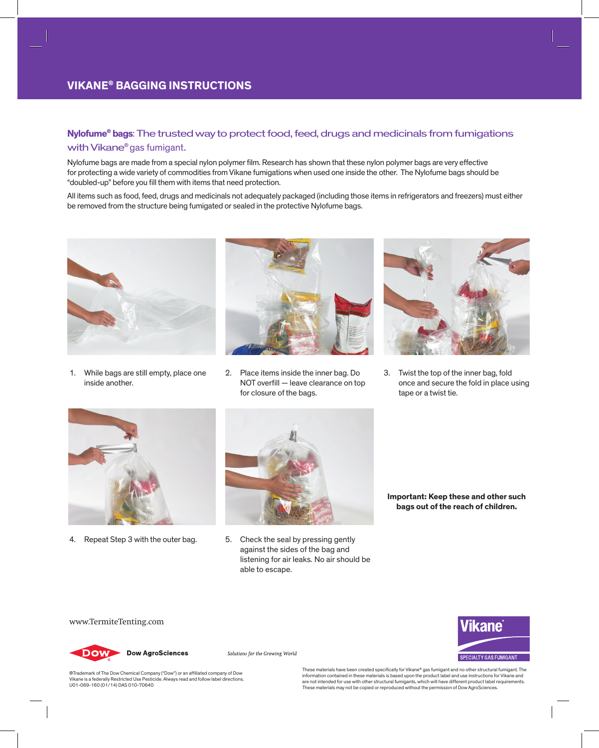# VIKANE® BAGGING INSTRUCTIONS

## **Nylofume® bags**: The trusted way to protect food, feed, drugs and medicinals from fumigations with Vikane® gas fumigant.

Nylofume bags are made from a special nylon polymer film. Research has shown that these nylon polymer bags are very effective for protecting a wide variety of commodities from Vikane fumigations when used one inside the other. The Nylofume bags should be "doubled-up" before you fill them with items that need protection.

All items such as food, feed, drugs and medicinals not adequately packaged (including those items in refrigerators and freezers) must either be removed from the structure being fumigated or sealed in the protective Nylofume bags.

1. While bags are still empty, place one inside another.
2. Place items inside the inner bag. Do NOT overfill — leave clearance on top for closure of the bags.
3. Twist the top of the inner bag, fold once and secure the fold in place using tape or a twist tie.
4. Repeat Step 3 with the outer bag.
5. Check the seal by pressing gently against the sides of the bag and listening for air leaks. No air should be able to escape.

**Important: Keep these and other such bags out of the reach of children.**

www.TermiteTenting.com

Dow AgroSciences

*Solutions for the Growing World*

Vikane® SPECIALTY GAS FUMIGANT

®Trademark of The Dow Chemical Company ("Dow") or an affiliated company of Dow
Vikane is a federally Restricted Use Pesticide. Always read and follow label directions.
U01-069-160 (01/14) DAS 010-70640

These materials have been created specifically for Vikane® gas fumigant and no other structural fumigant. The information contained in these materials is based upon the product label and use instructions for Vikane and are not intended for use with other structural fumigants, which will have different product label requirements. These materials may not be copied or reproduced without the permission of Dow AgroSciences.